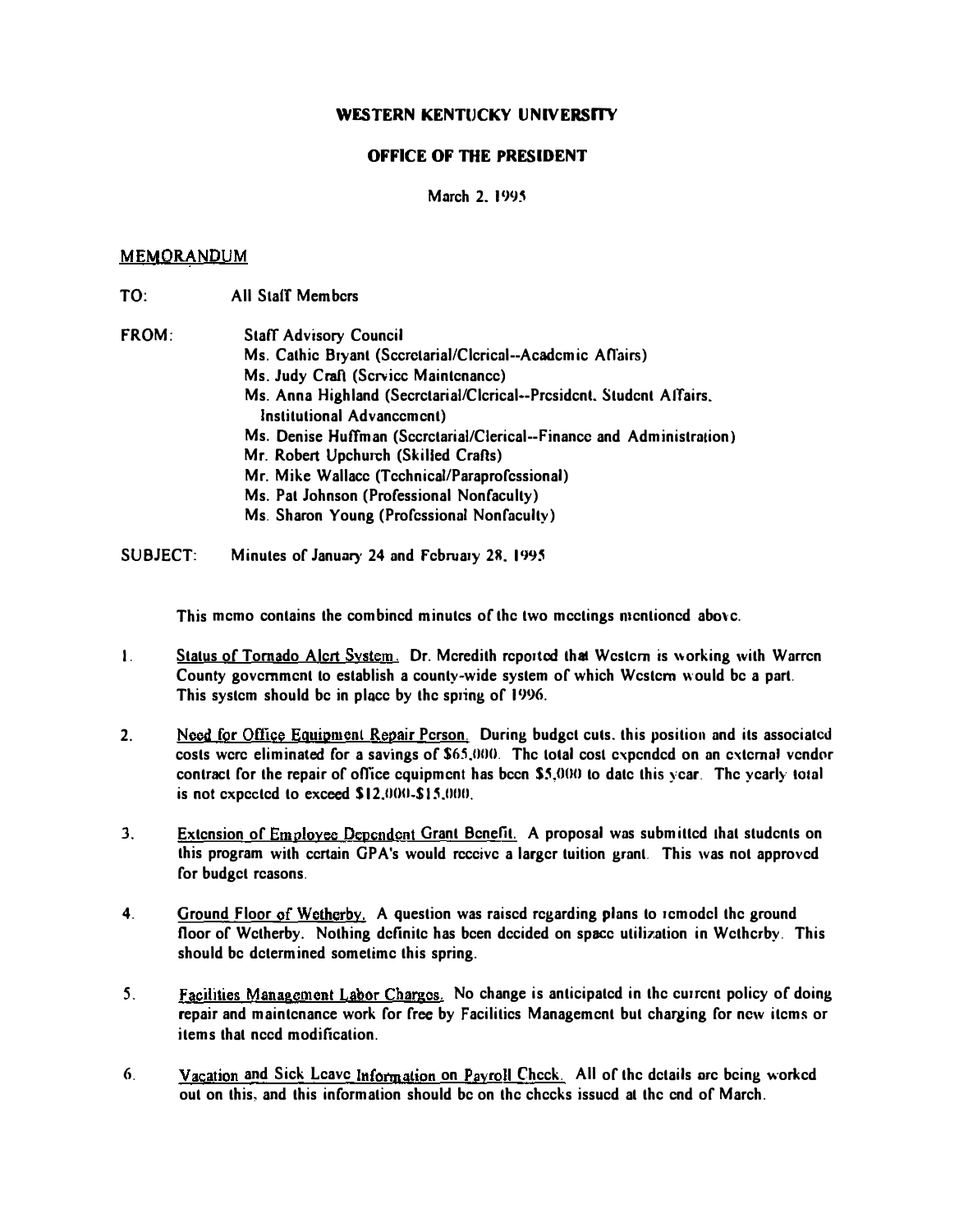**WESTERN KENTUCKY UNIVERSITY**

**OFFICE OF THE PRESIDENT**

March 2, 1995

MEMORANDUM

TO: All Staff Members

FROM: Staff Advisory Council
Ms. Cathie Bryant (Secretarial/Clerical--Academic Affairs)
Ms. Judy Craft (Service Maintenance)
Ms. Anna Highland (Secretarial/Clerical--President, Student Affairs, Institutional Advancement)
Ms. Denise Huffman (Secretarial/Clerical--Finance and Administration)
Mr. Robert Upchurch (Skilled Crafts)
Mr. Mike Wallace (Technical/Paraprofessional)
Ms. Pat Johnson (Professional Nonfaculty)
Ms. Sharon Young (Professional Nonfaculty)

SUBJECT: Minutes of January 24 and February 28, 1995

This memo contains the combined minutes of the two meetings mentioned above.

1. Status of Tornado Alert System. Dr. Meredith reported that Western is working with Warren County government to establish a county-wide system of which Western would be a part. This system should be in place by the spring of 1996.

2. Need for Office Equipment Repair Person. During budget cuts, this position and its associated costs were eliminated for a savings of $65,000. The total cost expended on an external vendor contract for the repair of office equipment has been $5,000 to date this year. The yearly total is not expected to exceed $12,000-$15,000.

3. Extension of Employee Dependent Grant Benefit. A proposal was submitted that students on this program with certain GPA's would receive a larger tuition grant. This was not approved for budget reasons.

4. Ground Floor of Wetherby. A question was raised regarding plans to remodel the ground floor of Wetherby. Nothing definite has been decided on space utilization in Wetherby. This should be determined sometime this spring.

5. Facilities Management Labor Charges. No change is anticipated in the current policy of doing repair and maintenance work for free by Facilities Management but charging for new items or items that need modification.

6. Vacation and Sick Leave Information on Payroll Check. All of the details are being worked out on this, and this information should be on the checks issued at the end of March.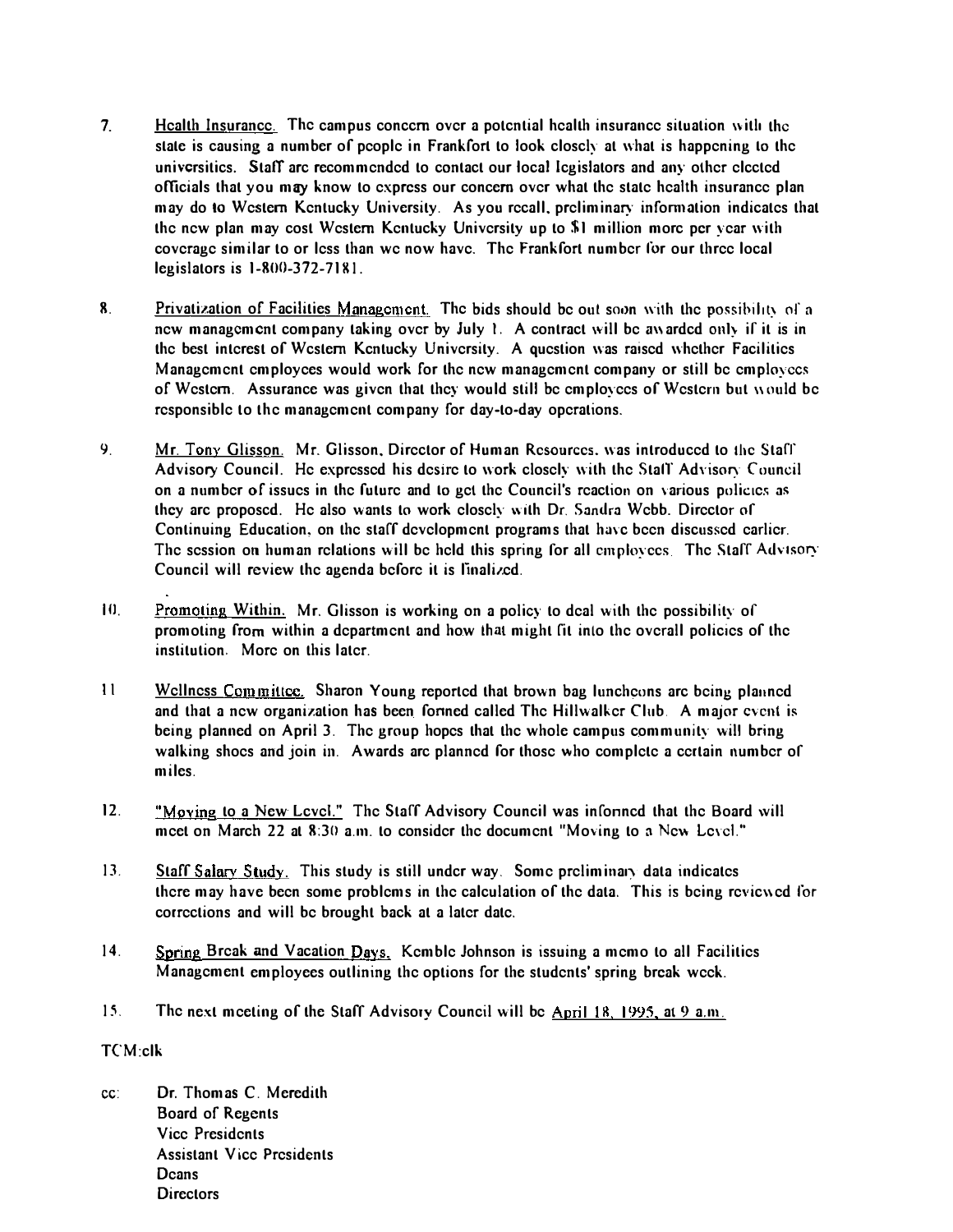7. Health Insurance. The campus concern over a potential health insurance situation with the state is causing a number of people in Frankfort to look closely at what is happening to the universities. Staff are recommended to contact our local legislators and any other elected officials that you may know to express our concern over what the state health insurance plan may do to Western Kentucky University. As you recall, preliminary information indicates that the new plan may cost Western Kentucky University up to $1 million more per year with coverage similar to or less than we now have. The Frankfort number for our three local legislators is 1-800-372-7181.

8. Privatization of Facilities Management. The bids should be out soon with the possibility of a new management company taking over by July 1. A contract will be awarded only if it is in the best interest of Western Kentucky University. A question was raised whether Facilities Management employees would work for the new management company or still be employees of Western. Assurance was given that they would still be employees of Western but would be responsible to the management company for day-to-day operations.

9. Mr. Tony Glisson. Mr. Glisson, Director of Human Resources, was introduced to the Staff Advisory Council. He expressed his desire to work closely with the Staff Advisory Council on a number of issues in the future and to get the Council's reaction on various policies as they are proposed. He also wants to work closely with Dr. Sandra Webb, Director of Continuing Education, on the staff development programs that have been discussed earlier. The session on human relations will be held this spring for all employees. The Staff Advisory Council will review the agenda before it is finalized.

10. Promoting Within. Mr. Glisson is working on a policy to deal with the possibility of promoting from within a department and how that might fit into the overall policies of the institution. More on this later.

11. Wellness Committee. Sharon Young reported that brown bag luncheons are being planned and that a new organization has been formed called The Hillwalker Club. A major event is being planned on April 3. The group hopes that the whole campus community will bring walking shoes and join in. Awards are planned for those who complete a certain number of miles.

12. "Moving to a New Level." The Staff Advisory Council was informed that the Board will meet on March 22 at 8:30 a.m. to consider the document "Moving to a New Level."

13. Staff Salary Study. This study is still under way. Some preliminary data indicates there may have been some problems in the calculation of the data. This is being reviewed for corrections and will be brought back at a later date.

14. Spring Break and Vacation Days. Kemble Johnson is issuing a memo to all Facilities Management employees outlining the options for the students' spring break week.

15. The next meeting of the Staff Advisory Council will be April 18, 1995, at 9 a.m.

TCM:clk

cc: Dr. Thomas C. Meredith
Board of Regents
Vice Presidents
Assistant Vice Presidents
Deans
Directors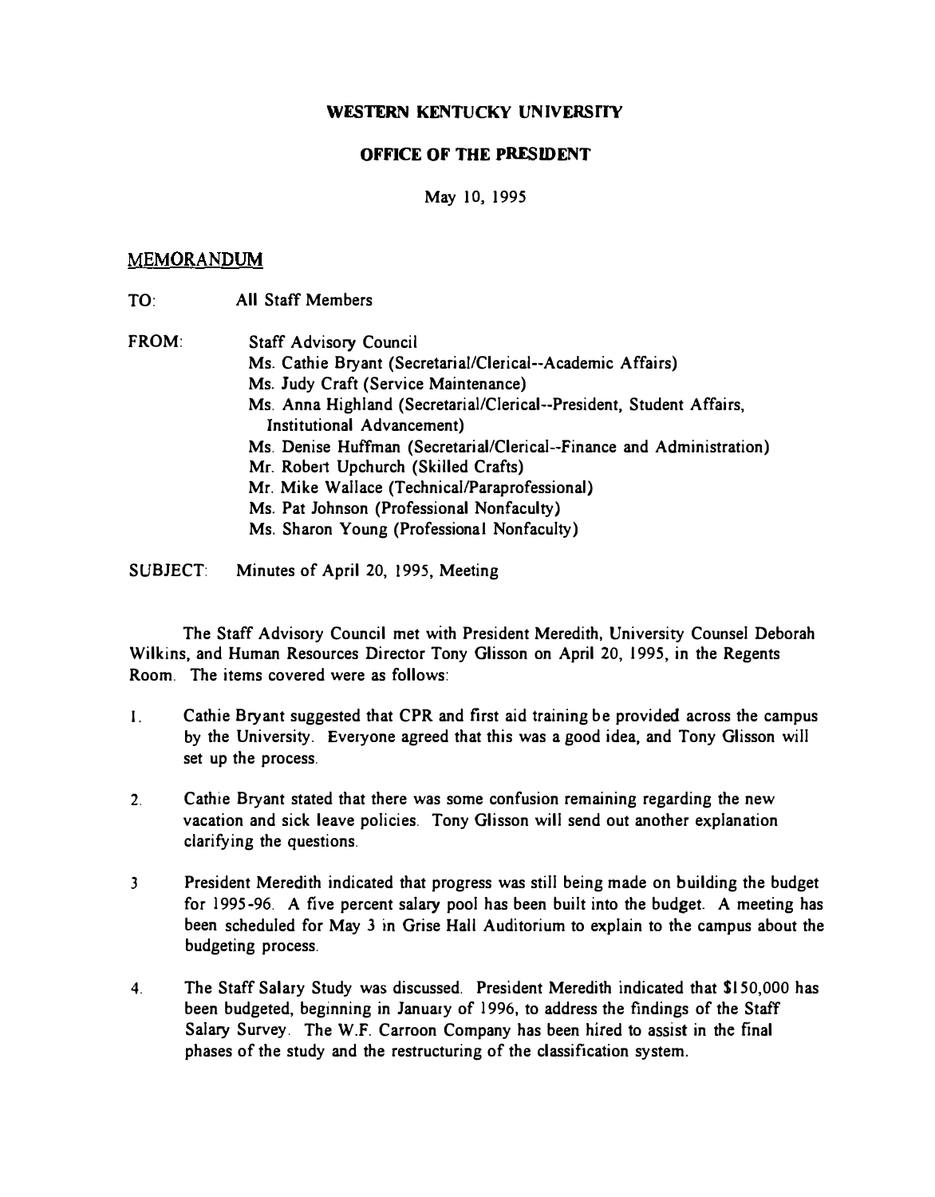**WESTERN KENTUCKY UNIVERSITY**

**OFFICE OF THE PRESIDENT**

May 10, 1995

MEMORANDUM

TO: All Staff Members

FROM: Staff Advisory Council
Ms. Cathie Bryant (Secretarial/Clerical--Academic Affairs)
Ms. Judy Craft (Service Maintenance)
Ms. Anna Highland (Secretarial/Clerical--President, Student Affairs, Institutional Advancement)
Ms. Denise Huffman (Secretarial/Clerical--Finance and Administration)
Mr. Robert Upchurch (Skilled Crafts)
Mr. Mike Wallace (Technical/Paraprofessional)
Ms. Pat Johnson (Professional Nonfaculty)
Ms. Sharon Young (Professional Nonfaculty)

SUBJECT: Minutes of April 20, 1995, Meeting

The Staff Advisory Council met with President Meredith, University Counsel Deborah Wilkins, and Human Resources Director Tony Glisson on April 20, 1995, in the Regents Room. The items covered were as follows:

1. Cathie Bryant suggested that CPR and first aid training be provided across the campus by the University. Everyone agreed that this was a good idea, and Tony Glisson will set up the process.

2. Cathie Bryant stated that there was some confusion remaining regarding the new vacation and sick leave policies. Tony Glisson will send out another explanation clarifying the questions.

3. President Meredith indicated that progress was still being made on building the budget for 1995-96. A five percent salary pool has been built into the budget. A meeting has been scheduled for May 3 in Grise Hall Auditorium to explain to the campus about the budgeting process.

4. The Staff Salary Study was discussed. President Meredith indicated that $150,000 has been budgeted, beginning in January of 1996, to address the findings of the Staff Salary Survey. The W.F. Carroon Company has been hired to assist in the final phases of the study and the restructuring of the classification system.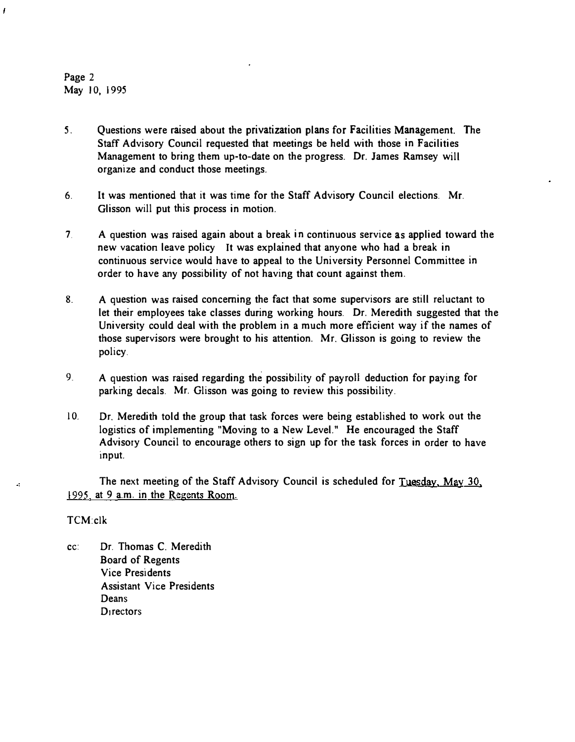5. Questions were raised about the privatization plans for Facilities Management. The Staff Advisory Council requested that meetings be held with those in Facilities Management to bring them up-to-date on the progress. Dr. James Ramsey will organize and conduct those meetings.

6. It was mentioned that it was time for the Staff Advisory Council elections. Mr. Glisson will put this process in motion.

7. A question was raised again about a break in continuous service as applied toward the new vacation leave policy It was explained that anyone who had a break in continuous service would have to appeal to the University Personnel Committee in order to have any possibility of not having that count against them.

8. A question was raised concerning the fact that some supervisors are still reluctant to let their employees take classes during working hours. Dr. Meredith suggested that the University could deal with the problem in a much more efficient way if the names of those supervisors were brought to his attention. Mr. Glisson is going to review the policy.

9. A question was raised regarding the possibility of payroll deduction for paying for parking decals. Mr. Glisson was going to review this possibility.

10. Dr. Meredith told the group that task forces were being established to work out the logistics of implementing "Moving to a New Level." He encouraged the Staff Advisory Council to encourage others to sign up for the task forces in order to have input.

The next meeting of the Staff Advisory Council is scheduled for Tuesday, May 30, 1995, at 9 a.m. in the Regents Room.

TCM:clk

cc: Dr. Thomas C. Meredith
Board of Regents
Vice Presidents
Assistant Vice Presidents
Deans
Directors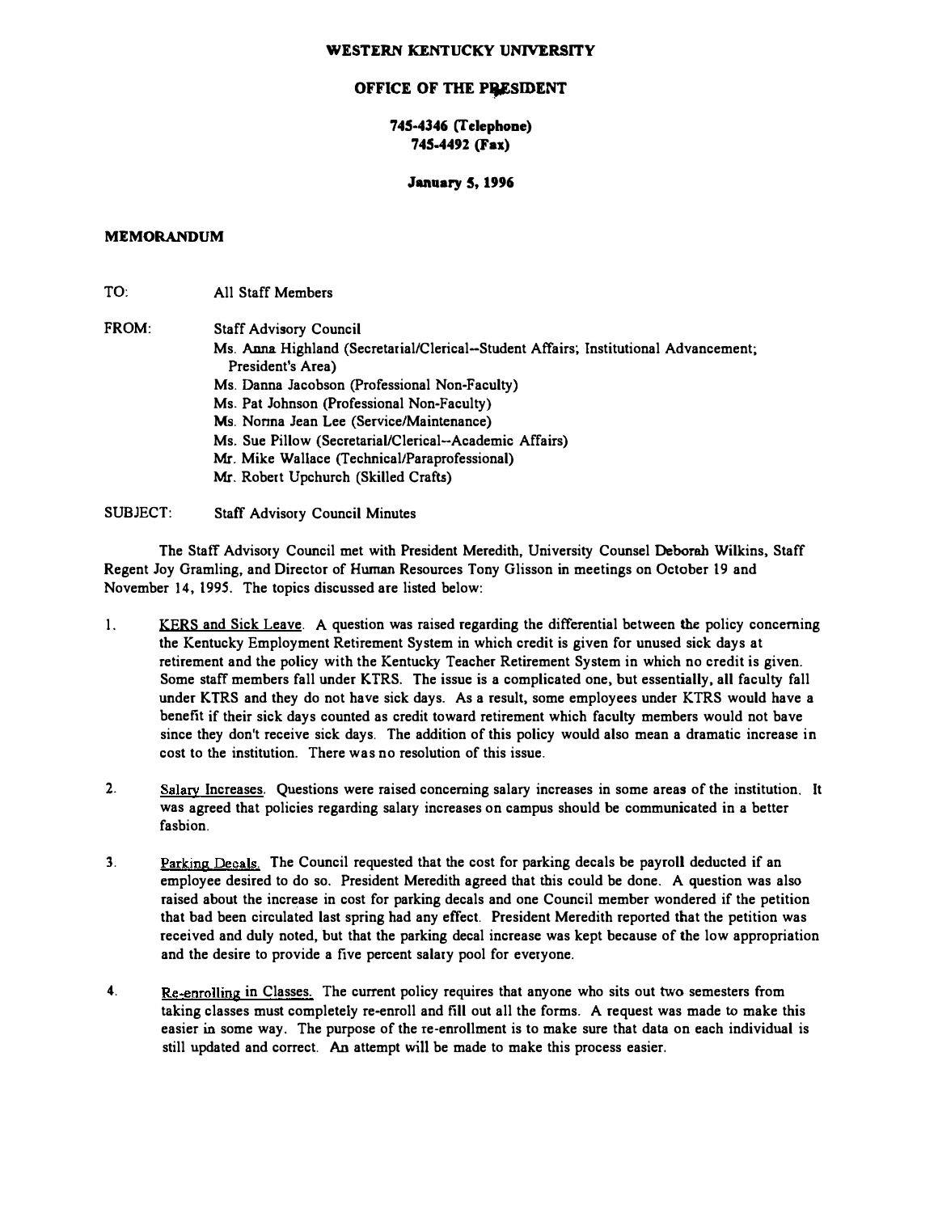**WESTERN KENTUCKY UNIVERSITY**

**OFFICE OF THE PRESIDENT**

**745-4346 (Telephone)**
**745-4492 (Fax)**

**January 5, 1996**

**MEMORANDUM**

TO: All Staff Members

FROM: Staff Advisory Council
Ms. Anna Highland (Secretarial/Clerical--Student Affairs; Institutional Advancement; President's Area)
Ms. Danna Jacobson (Professional Non-Faculty)
Ms. Pat Johnson (Professional Non-Faculty)
Ms. Norma Jean Lee (Service/Maintenance)
Ms. Sue Pillow (Secretarial/Clerical--Academic Affairs)
Mr. Mike Wallace (Technical/Paraprofessional)
Mr. Robert Upchurch (Skilled Crafts)

SUBJECT: Staff Advisory Council Minutes

The Staff Advisory Council met with President Meredith, University Counsel Deborah Wilkins, Staff Regent Joy Gramling, and Director of Human Resources Tony Glisson in meetings on October 19 and November 14, 1995. The topics discussed are listed below:

1. KERS and Sick Leave. A question was raised regarding the differential between the policy concerning the Kentucky Employment Retirement System in which credit is given for unused sick days at retirement and the policy with the Kentucky Teacher Retirement System in which no credit is given. Some staff members fall under KTRS. The issue is a complicated one, but essentially, all faculty fall under KTRS and they do not have sick days. As a result, some employees under KTRS would have a benefit if their sick days counted as credit toward retirement which faculty members would not have since they don't receive sick days. The addition of this policy would also mean a dramatic increase in cost to the institution. There was no resolution of this issue.

2. Salary Increases. Questions were raised concerning salary increases in some areas of the institution. It was agreed that policies regarding salary increases on campus should be communicated in a better fashion.

3. Parking Decals. The Council requested that the cost for parking decals be payroll deducted if an employee desired to do so. President Meredith agreed that this could be done. A question was also raised about the increase in cost for parking decals and one Council member wondered if the petition that had been circulated last spring had any effect. President Meredith reported that the petition was received and duly noted, but that the parking decal increase was kept because of the low appropriation and the desire to provide a five percent salary pool for everyone.

4. Re-enrolling in Classes. The current policy requires that anyone who sits out two semesters from taking classes must completely re-enroll and fill out all the forms. A request was made to make this easier in some way. The purpose of the re-enrollment is to make sure that data on each individual is still updated and correct. An attempt will be made to make this process easier.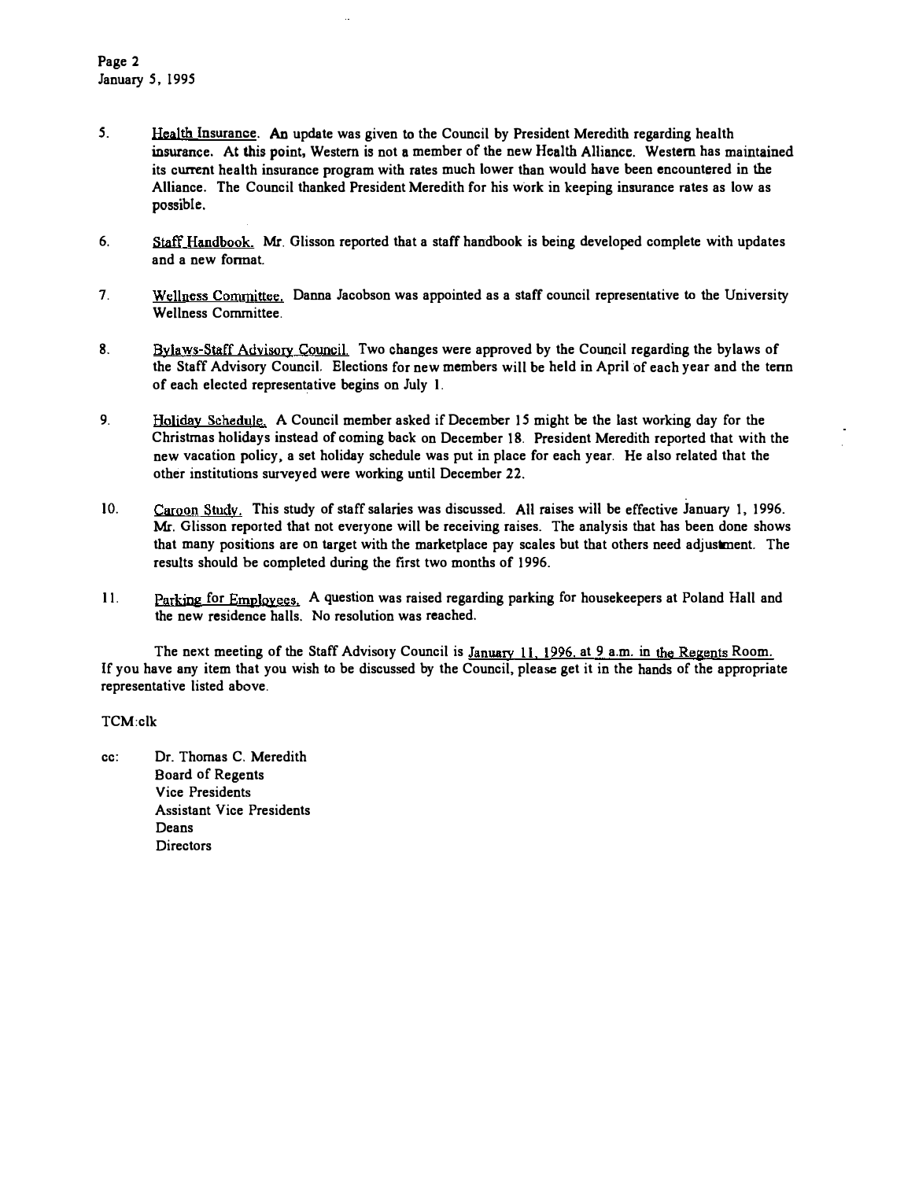5. Health Insurance. An update was given to the Council by President Meredith regarding health insurance. At this point, Western is not a member of the new Health Alliance. Western has maintained its current health insurance program with rates much lower than would have been encountered in the Alliance. The Council thanked President Meredith for his work in keeping insurance rates as low as possible.

6. Staff Handbook. Mr. Glisson reported that a staff handbook is being developed complete with updates and a new format.

7. Wellness Committee. Danna Jacobson was appointed as a staff council representative to the University Wellness Committee.

8. Bylaws-Staff Advisory Council. Two changes were approved by the Council regarding the bylaws of the Staff Advisory Council. Elections for new members will be held in April of each year and the term of each elected representative begins on July 1.

9. Holiday Schedule. A Council member asked if December 15 might be the last working day for the Christmas holidays instead of coming back on December 18. President Meredith reported that with the new vacation policy, a set holiday schedule was put in place for each year. He also related that the other institutions surveyed were working until December 22.

10. Caroon Study. This study of staff salaries was discussed. All raises will be effective January 1, 1996. Mr. Glisson reported that not everyone will be receiving raises. The analysis that has been done shows that many positions are on target with the marketplace pay scales but that others need adjustment. The results should be completed during the first two months of 1996.

11. Parking for Employees. A question was raised regarding parking for housekeepers at Poland Hall and the new residence halls. No resolution was reached.

The next meeting of the Staff Advisory Council is January 11, 1996, at 9 a.m. in the Regents Room. If you have any item that you wish to be discussed by the Council, please get it in the hands of the appropriate representative listed above.

TCM:clk

cc: Dr. Thomas C. Meredith
Board of Regents
Vice Presidents
Assistant Vice Presidents
Deans
Directors